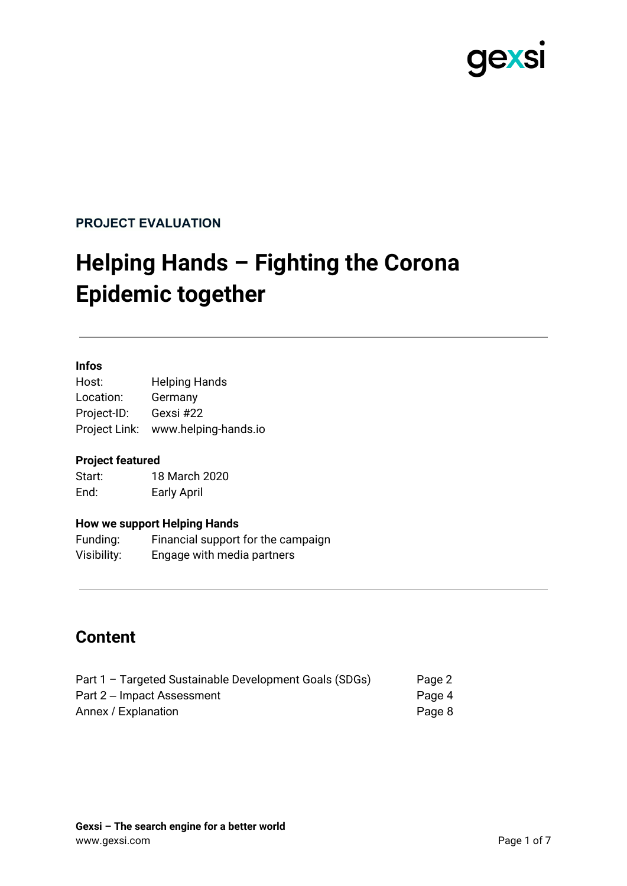**PROJECT EVALUATION**

# Helping Hands – Fighting the Corona Epidemic together

---

**Infos**

| | |
|---|---|
| Host: | Helping Hands |
| Location: | Germany |
| Project-ID: | Gexsi #22 |
| Project Link: | www.helping-hands.io |

**Project featured**

| | |
|---|---|
| Start: | 18 March 2020 |
| End: | Early April |

**How we support Helping Hands**

| | |
|---|---|
| Funding: | Financial support for the campaign |
| Visibility: | Engage with media partners |

---

## Content

| | |
|---|---|
| Part 1 – Targeted Sustainable Development Goals (SDGs) | Page 2 |
| Part 2 – Impact Assessment | Page 4 |
| Annex / Explanation | Page 8 |

**Gexsi – The search engine for a better world**
www.gexsi.com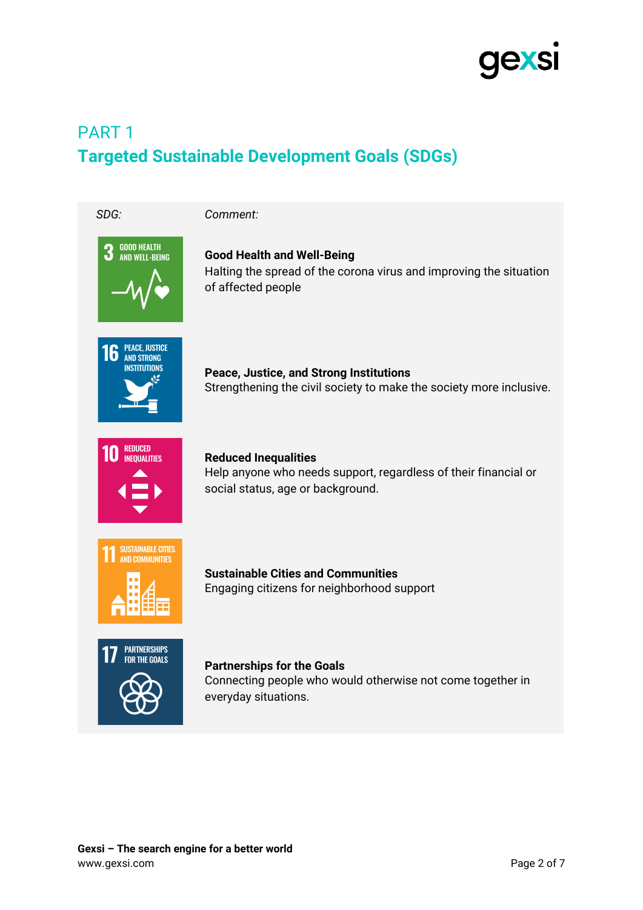## PART 1

## Targeted Sustainable Development Goals (SDGs)

| *SDG:* | *Comment:* |
|---|---|
| 3 GOOD HEALTH AND WELL-BEING | **Good Health and Well-Being**<br>Halting the spread of the corona virus and improving the situation of affected people |
| 16 PEACE, JUSTICE AND STRONG INSTITUTIONS | **Peace, Justice, and Strong Institutions**<br>Strengthening the civil society to make the society more inclusive. |
| 10 REDUCED INEQUALITIES | **Reduced Inequalities**<br>Help anyone who needs support, regardless of their financial or social status, age or background. |
| 11 SUSTAINABLE CITIES AND COMMUNITIES | **Sustainable Cities and Communities**<br>Engaging citizens for neighborhood support |
| 17 PARTNERSHIPS FOR THE GOALS | **Partnerships for the Goals**<br>Connecting people who would otherwise not come together in everyday situations. |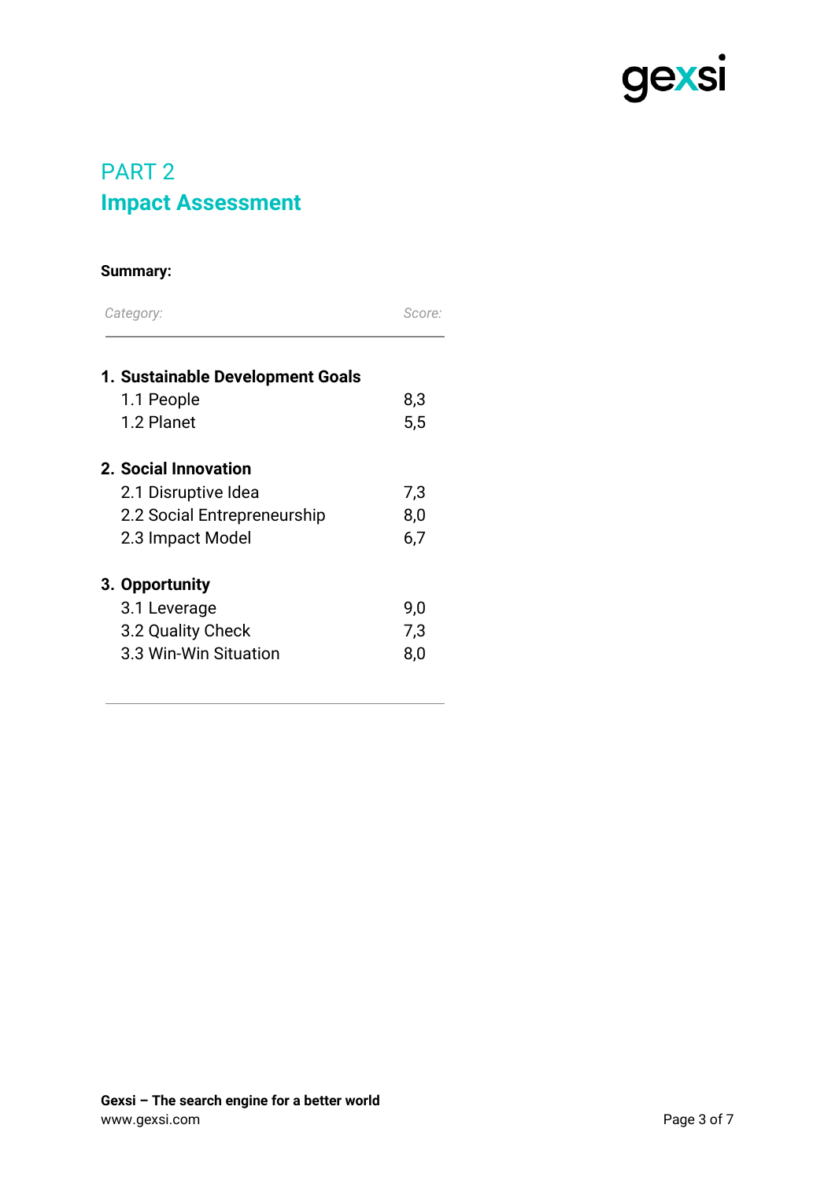## PART 2
## Impact Assessment

**Summary:**

| *Category:* | *Score:* |
|---|---|
| **1. Sustainable Development Goals** | |
| 1.1 People | 8,3 |
| 1.2 Planet | 5,5 |
| **2. Social Innovation** | |
| 2.1 Disruptive Idea | 7,3 |
| 2.2 Social Entrepreneurship | 8,0 |
| 2.3 Impact Model | 6,7 |
| **3. Opportunity** | |
| 3.1 Leverage | 9,0 |
| 3.2 Quality Check | 7,3 |
| 3.3 Win-Win Situation | 8,0 |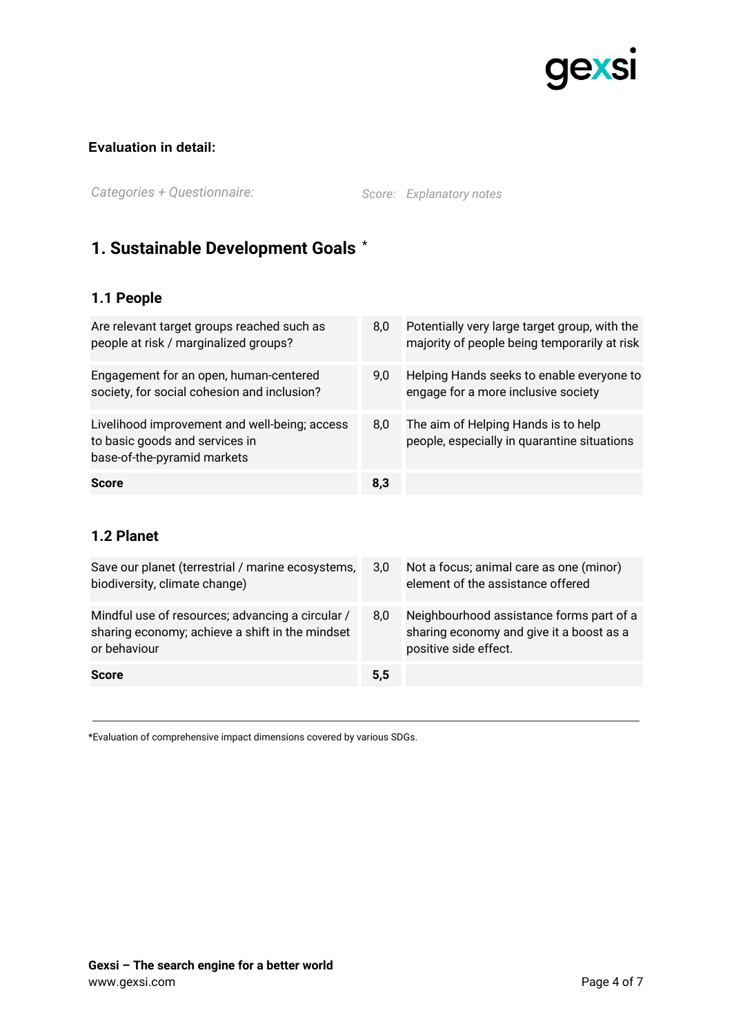**Evaluation in detail:**

| *Categories + Questionnaire:* | *Score:* | *Explanatory notes* |
| --- | --- | --- |

## 1. Sustainable Development Goals *

### 1.1 People

| Are relevant target groups reached such as people at risk / marginalized groups? | 8,0 | Potentially very large target group, with the majority of people being temporarily at risk |
| --- | --- | --- |
| Engagement for an open, human-centered society, for social cohesion and inclusion? | 9,0 | Helping Hands seeks to enable everyone to engage for a more inclusive society |
| Livelihood improvement and well-being; access to basic goods and services in base-of-the-pyramid markets | 8,0 | The aim of Helping Hands is to help people, especially in quarantine situations |
| **Score** | **8,3** | |

### 1.2 Planet

| Save our planet (terrestrial / marine ecosystems, biodiversity, climate change) | 3,0 | Not a focus; animal care as one (minor) element of the assistance offered |
| --- | --- | --- |
| Mindful use of resources; advancing a circular / sharing economy; achieve a shift in the mindset or behaviour | 8,0 | Neighbourhood assistance forms part of a sharing economy and give it a boost as a positive side effect. |
| **Score** | **5,5** | |

---

*Evaluation of comprehensive impact dimensions covered by various SDGs.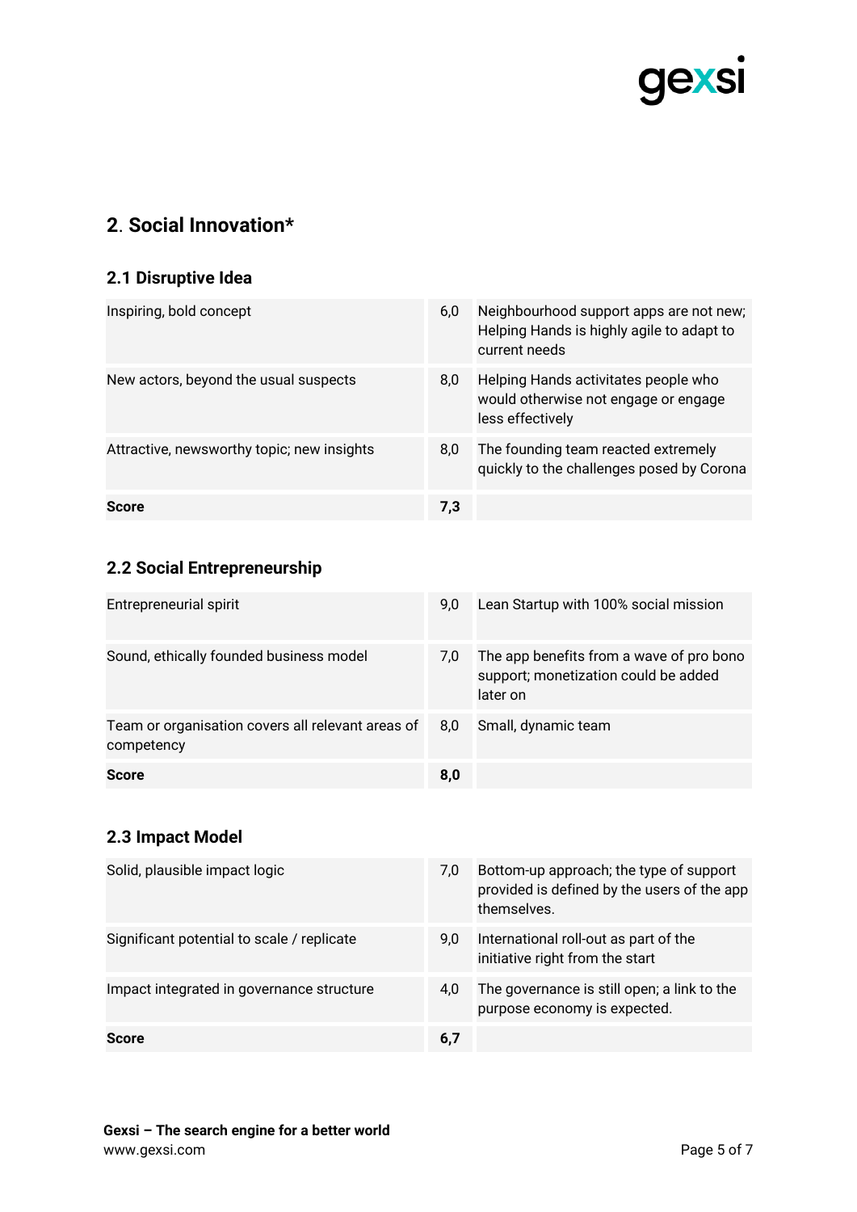## 2. Social Innovation*

### 2.1 Disruptive Idea

| | | |
|---|---|---|
| Inspiring, bold concept | 6,0 | Neighbourhood support apps are not new; Helping Hands is highly agile to adapt to current needs |
| New actors, beyond the usual suspects | 8,0 | Helping Hands activitates people who would otherwise not engage or engage less effectively |
| Attractive, newsworthy topic; new insights | 8,0 | The founding team reacted extremely quickly to the challenges posed by Corona |
| **Score** | **7,3** | |

### 2.2 Social Entrepreneurship

| | | |
|---|---|---|
| Entrepreneurial spirit | 9,0 | Lean Startup with 100% social mission |
| Sound, ethically founded business model | 7,0 | The app benefits from a wave of pro bono support; monetization could be added later on |
| Team or organisation covers all relevant areas of competency | 8,0 | Small, dynamic team |
| **Score** | **8,0** | |

### 2.3 Impact Model

| | | |
|---|---|---|
| Solid, plausible impact logic | 7,0 | Bottom-up approach; the type of support provided is defined by the users of the app themselves. |
| Significant potential to scale / replicate | 9,0 | International roll-out as part of the initiative right from the start |
| Impact integrated in governance structure | 4,0 | The governance is still open; a link to the purpose economy is expected. |
| **Score** | **6,7** | |

**Gexsi – The search engine for a better world**
www.gexsi.com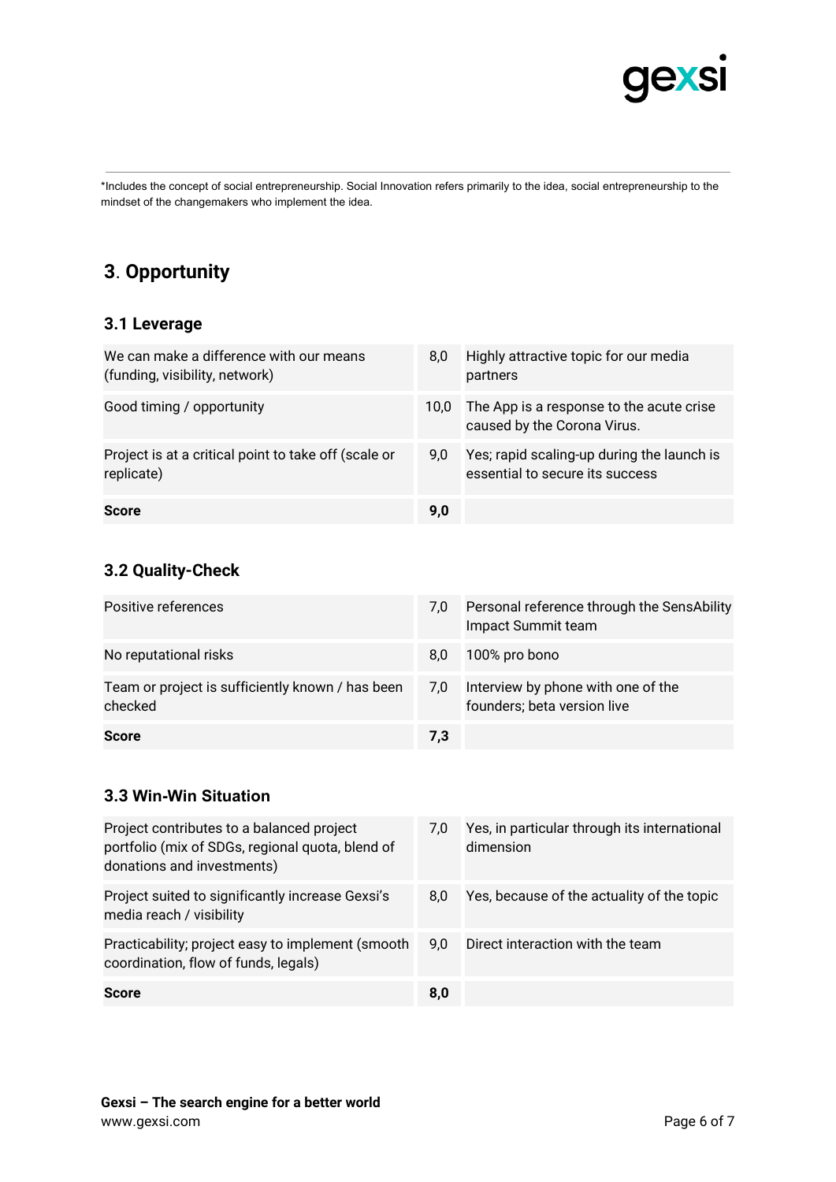*Includes the concept of social entrepreneurship. Social Innovation refers primarily to the idea, social entrepreneurship to the mindset of the changemakers who implement the idea.

## 3. Opportunity

### 3.1 Leverage

| | | |
|---|---|---|
| We can make a difference with our means (funding, visibility, network) | 8,0 | Highly attractive topic for our media partners |
| Good timing / opportunity | 10,0 | The App is a response to the acute crise caused by the Corona Virus. |
| Project is at a critical point to take off (scale or replicate) | 9,0 | Yes; rapid scaling-up during the launch is essential to secure its success |
| **Score** | **9,0** | |

### 3.2 Quality-Check

| | | |
|---|---|---|
| Positive references | 7,0 | Personal reference through the SensAbility Impact Summit team |
| No reputational risks | 8,0 | 100% pro bono |
| Team or project is sufficiently known / has been checked | 7,0 | Interview by phone with one of the founders; beta version live |
| **Score** | **7,3** | |

### 3.3 Win-Win Situation

| | | |
|---|---|---|
| Project contributes to a balanced project portfolio (mix of SDGs, regional quota, blend of donations and investments) | 7,0 | Yes, in particular through its international dimension |
| Project suited to significantly increase Gexsi's media reach / visibility | 8,0 | Yes, because of the actuality of the topic |
| Practicability; project easy to implement (smooth coordination, flow of funds, legals) | 9,0 | Direct interaction with the team |
| **Score** | **8,0** | |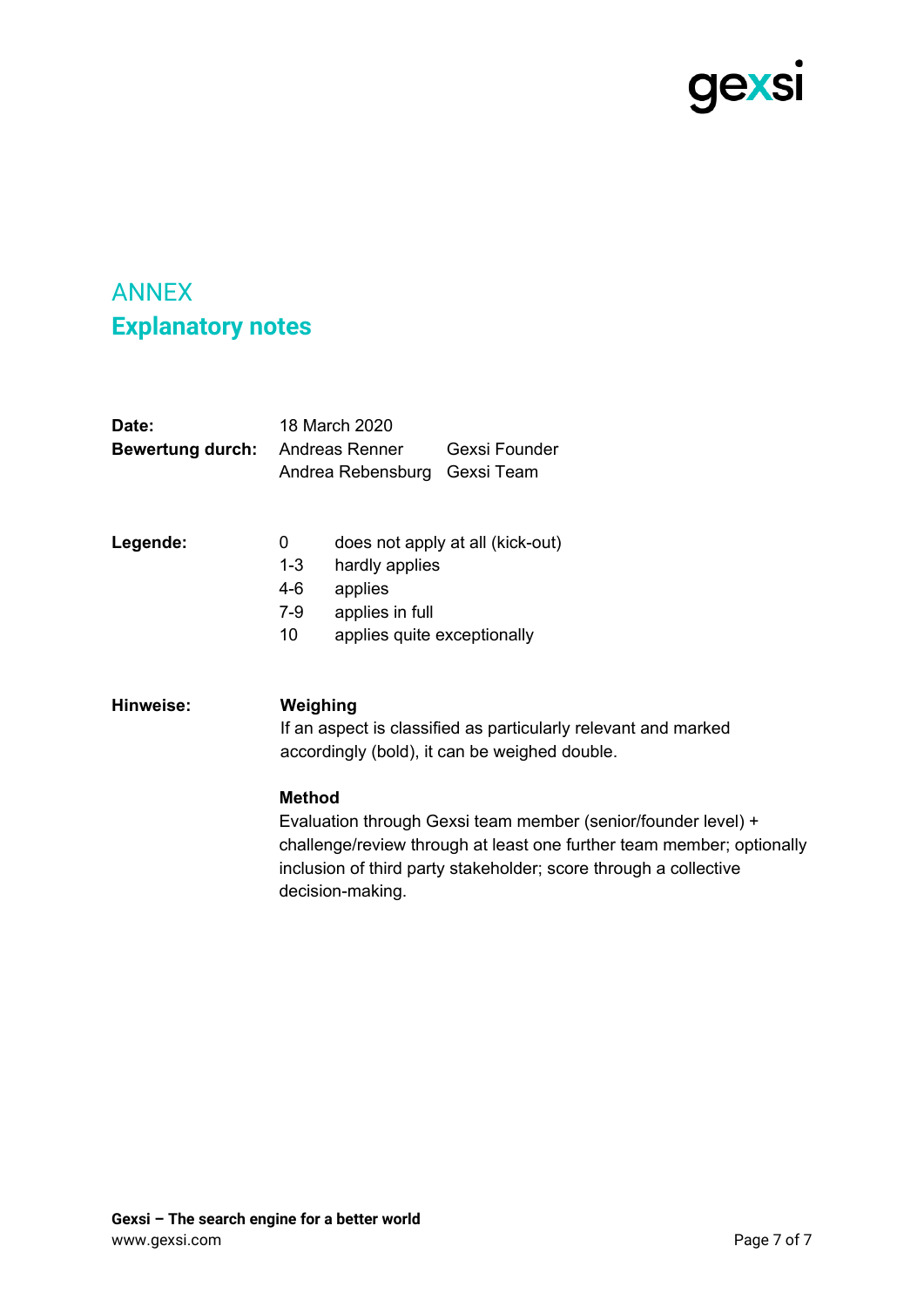# ANNEX

## Explanatory notes

| | | |
|---|---|---|
| **Date:** | 18 March 2020 | |
| **Bewertung durch:** | Andreas Renner | Gexsi Founder |
| | Andrea Rebensburg | Gexsi Team |

**Legende:**

| | |
|---|---|
| 0 | does not apply at all (kick-out) |
| 1-3 | hardly applies |
| 4-6 | applies |
| 7-9 | applies in full |
| 10 | applies quite exceptionally |

**Hinweise:**

**Weighing**
If an aspect is classified as particularly relevant and marked accordingly (bold), it can be weighed double.

**Method**
Evaluation through Gexsi team member (senior/founder level) + challenge/review through at least one further team member; optionally inclusion of third party stakeholder; score through a collective decision-making.